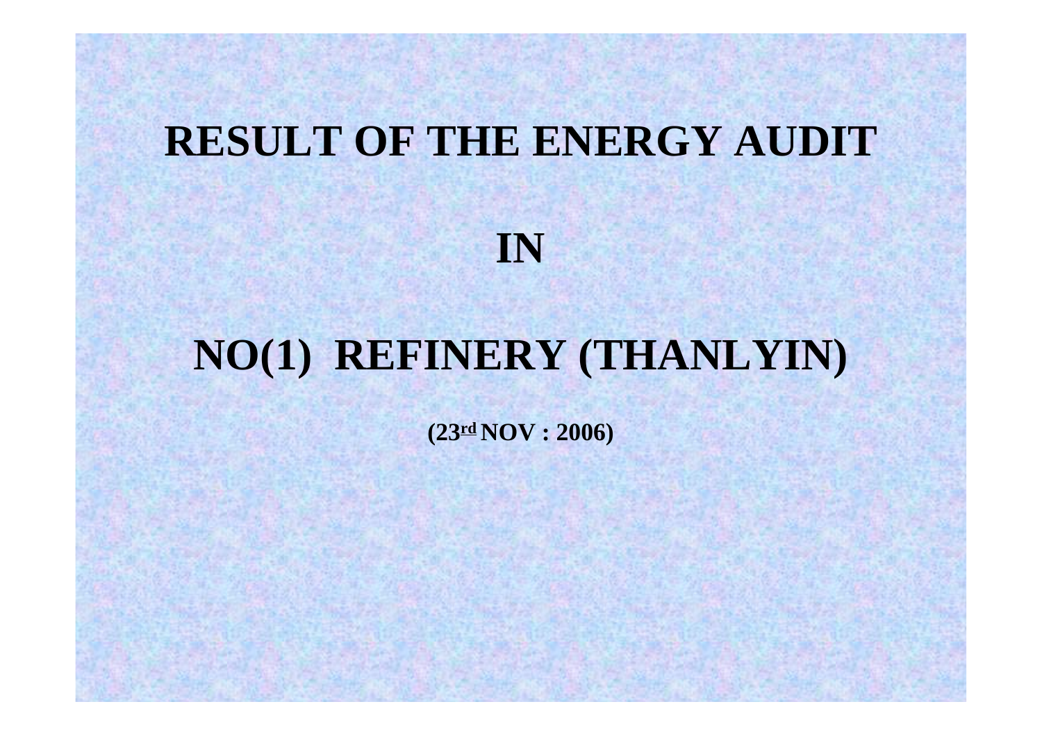# RESULT OF THE ENERGY AUDIT

# IN

# NO(1) REFINERY (THANLYIN)

**(23rd NOV : 2006)**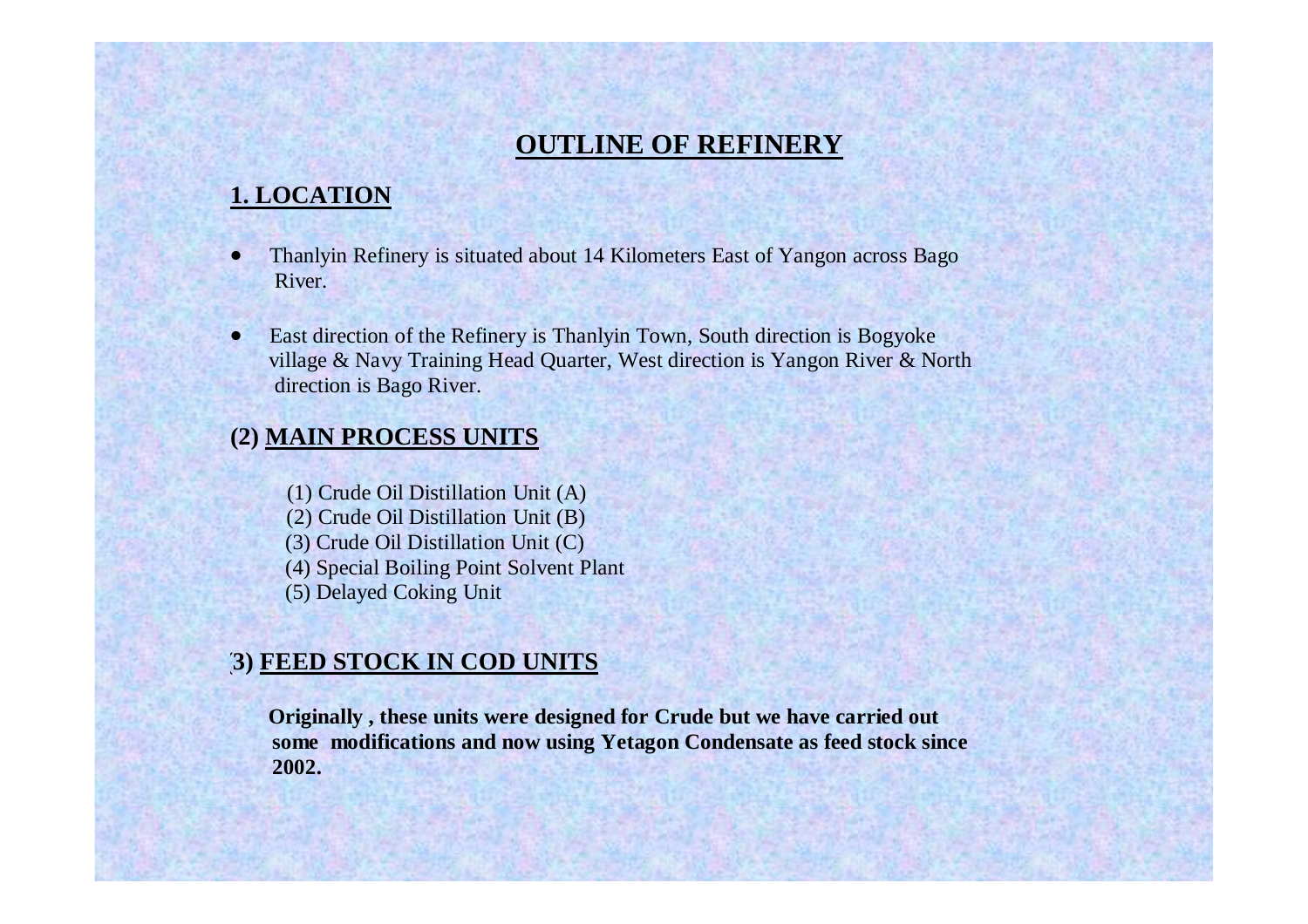# OUTLINE OF REFINERY

## 1. LOCATION

- Thanlyin Refinery is situated about 14 Kilometers East of Yangon across Bago River.
- East direction of the Refinery is Thanlyin Town, South direction is Bogyoke village & Navy Training Head Quarter, West direction is Yangon River & North direction is Bago River.

## (2) MAIN PROCESS UNITS

(1) Crude Oil Distillation Unit (A)
(2) Crude Oil Distillation Unit (B)
(3) Crude Oil Distillation Unit (C)
(4) Special Boiling Point Solvent Plant
(5) Delayed Coking Unit

## (3) FEED STOCK IN COD UNITS

**Originally , these units were designed for Crude but we have carried out some modifications and now using Yetagon Condensate as feed stock since 2002.**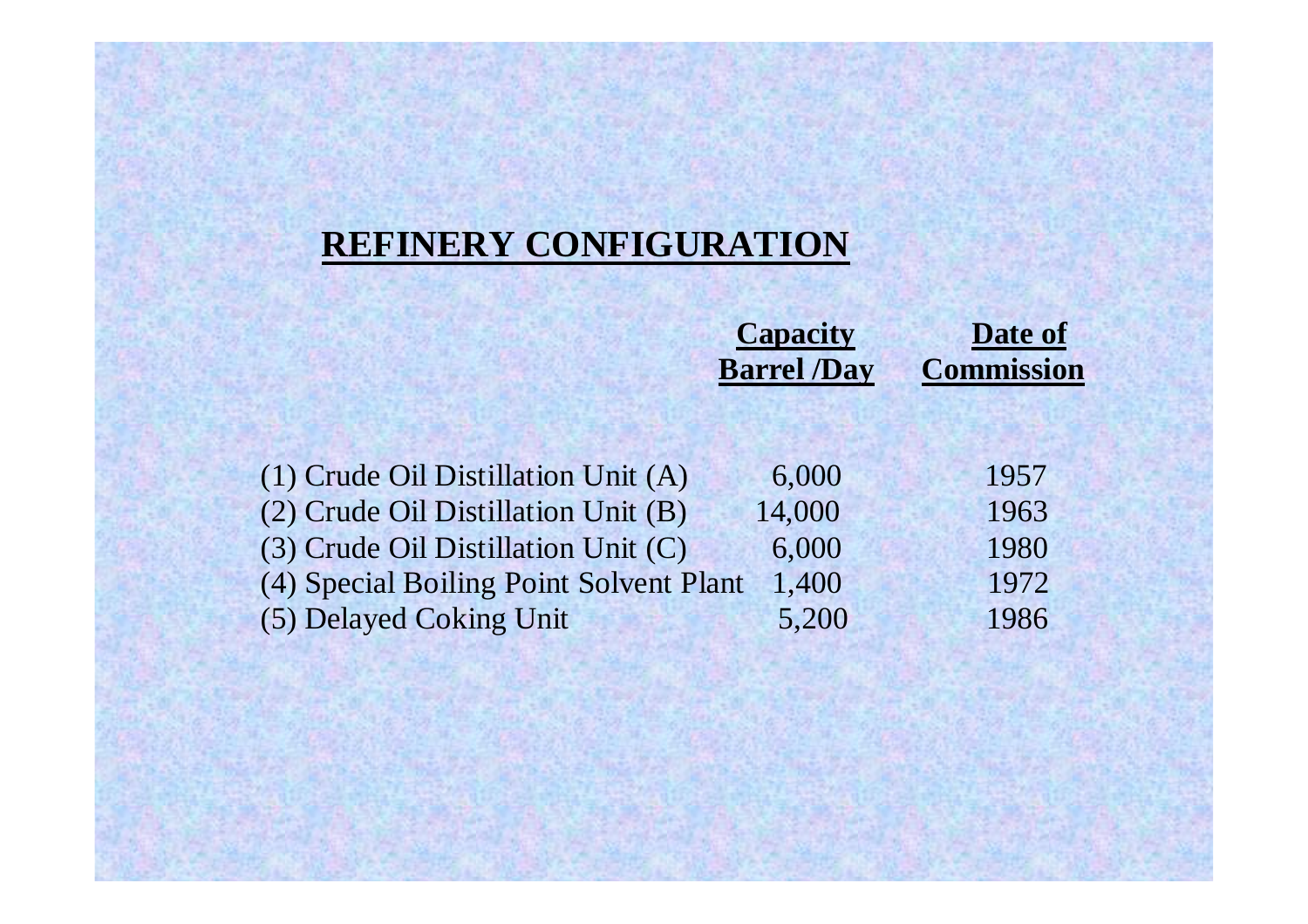# REFINERY CONFIGURATION

| | Capacity Barrel /Day | Date of Commission |
|---|---|---|
| (1) Crude Oil Distillation Unit (A) | 6,000 | 1957 |
| (2) Crude Oil Distillation Unit (B) | 14,000 | 1963 |
| (3) Crude Oil Distillation Unit (C) | 6,000 | 1980 |
| (4) Special Boiling Point Solvent Plant | 1,400 | 1972 |
| (5) Delayed Coking Unit | 5,200 | 1986 |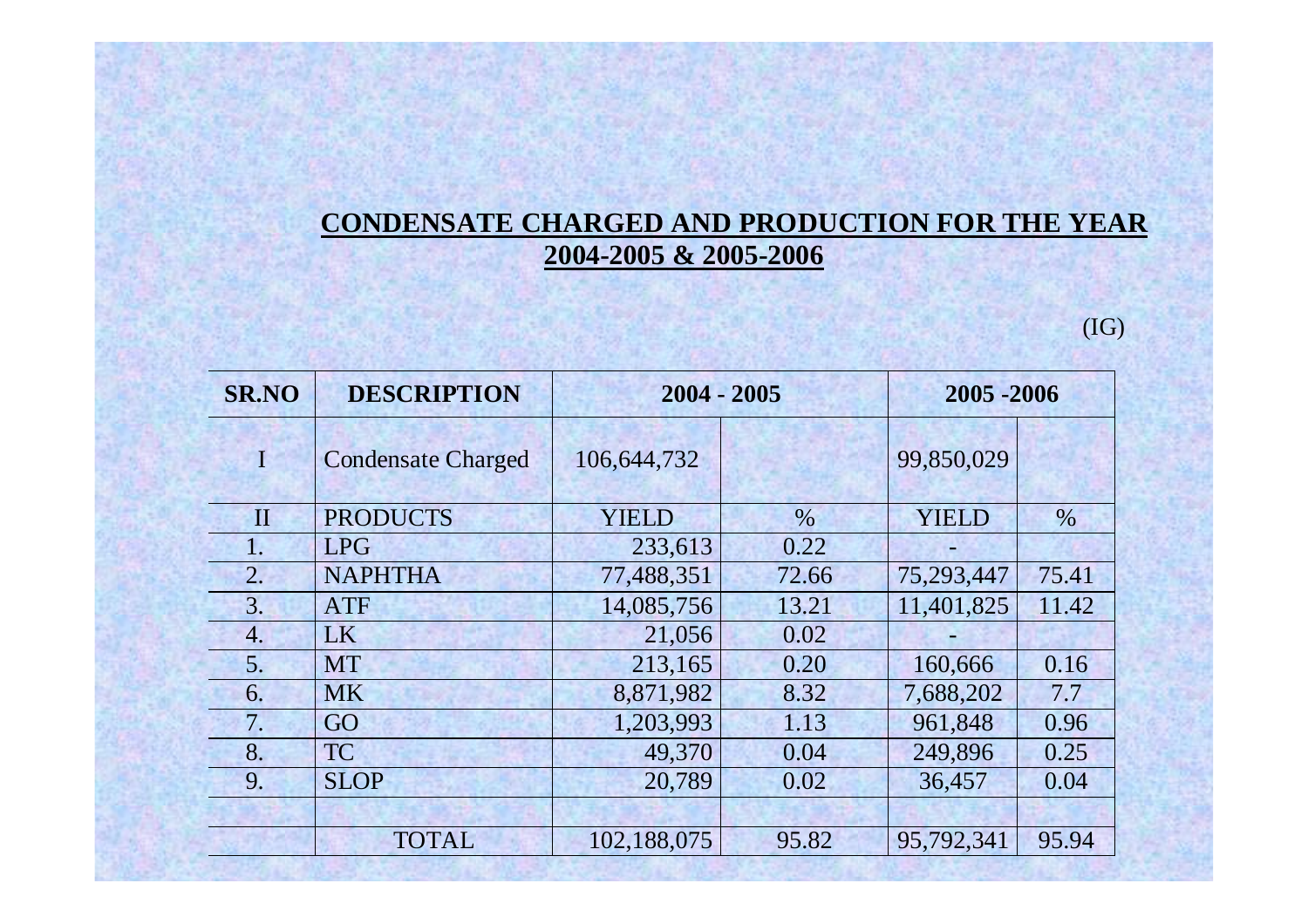## CONDENSATE CHARGED AND PRODUCTION FOR THE YEAR 2004-2005 & 2005-2006

(IG)

| SR.NO | DESCRIPTION | 2004 - 2005 | | 2005 -2006 | |
|---|---|---|---|---|---|
| I | Condensate Charged | 106,644,732 | | 99,850,029 | |
| II | PRODUCTS | YIELD | % | YIELD | % |
| 1. | LPG | 233,613 | 0.22 | - | |
| 2. | NAPHTHA | 77,488,351 | 72.66 | 75,293,447 | 75.41 |
| 3. | ATF | 14,085,756 | 13.21 | 11,401,825 | 11.42 |
| 4. | LK | 21,056 | 0.02 | - | |
| 5. | MT | 213,165 | 0.20 | 160,666 | 0.16 |
| 6. | MK | 8,871,982 | 8.32 | 7,688,202 | 7.7 |
| 7. | GO | 1,203,993 | 1.13 | 961,848 | 0.96 |
| 8. | TC | 49,370 | 0.04 | 249,896 | 0.25 |
| 9. | SLOP | 20,789 | 0.02 | 36,457 | 0.04 |
| | | | | | |
| | TOTAL | 102,188,075 | 95.82 | 95,792,341 | 95.94 |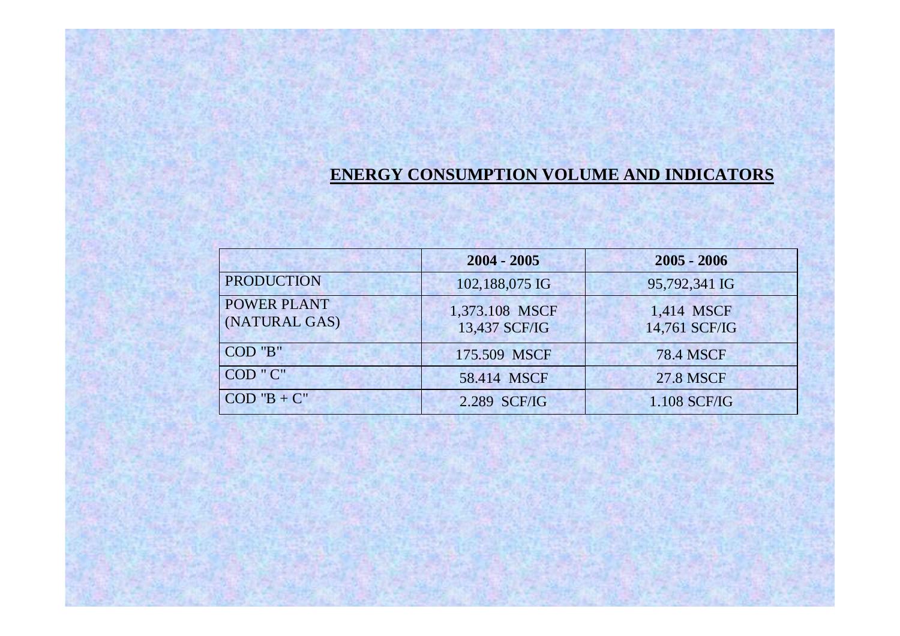## ENERGY CONSUMPTION VOLUME AND INDICATORS

| | 2004 - 2005 | 2005 - 2006 |
|---|---|---|
| PRODUCTION | 102,188,075 IG | 95,792,341 IG |
| POWER PLANT (NATURAL GAS) | 1,373.108 MSCF<br>13,437 SCF/IG | 1,414 MSCF<br>14,761 SCF/IG |
| COD "B" | 175.509 MSCF | 78.4 MSCF |
| COD " C" | 58.414 MSCF | 27.8 MSCF |
| COD "B + C" | 2.289 SCF/IG | 1.108 SCF/IG |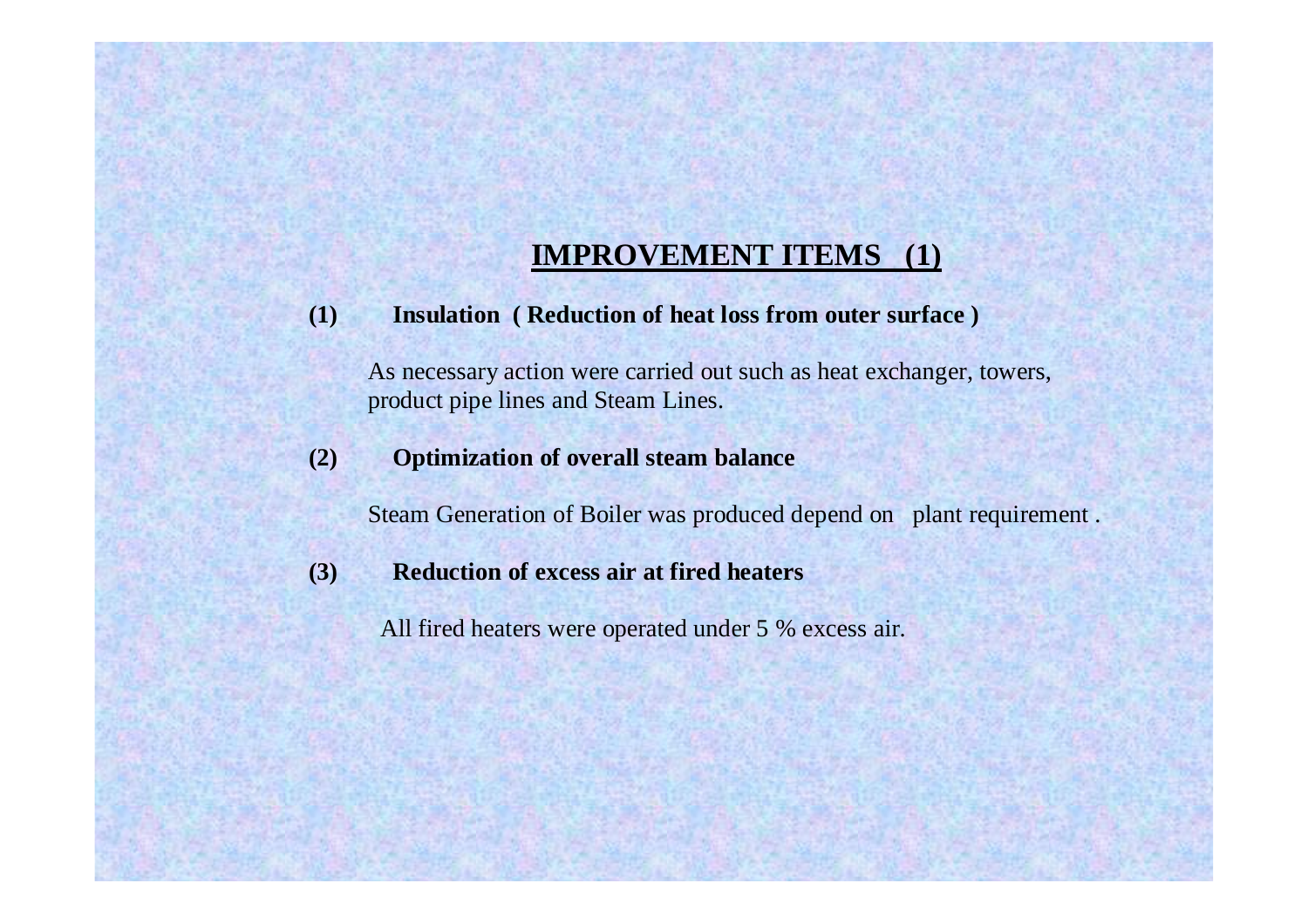# IMPROVEMENT ITEMS (1)

**(1) Insulation ( Reduction of heat loss from outer surface )**

As necessary action were carried out such as heat exchanger, towers, product pipe lines and Steam Lines.

**(2) Optimization of overall steam balance**

Steam Generation of Boiler was produced depend on plant requirement .

**(3) Reduction of excess air at fired heaters**

All fired heaters were operated under 5 % excess air.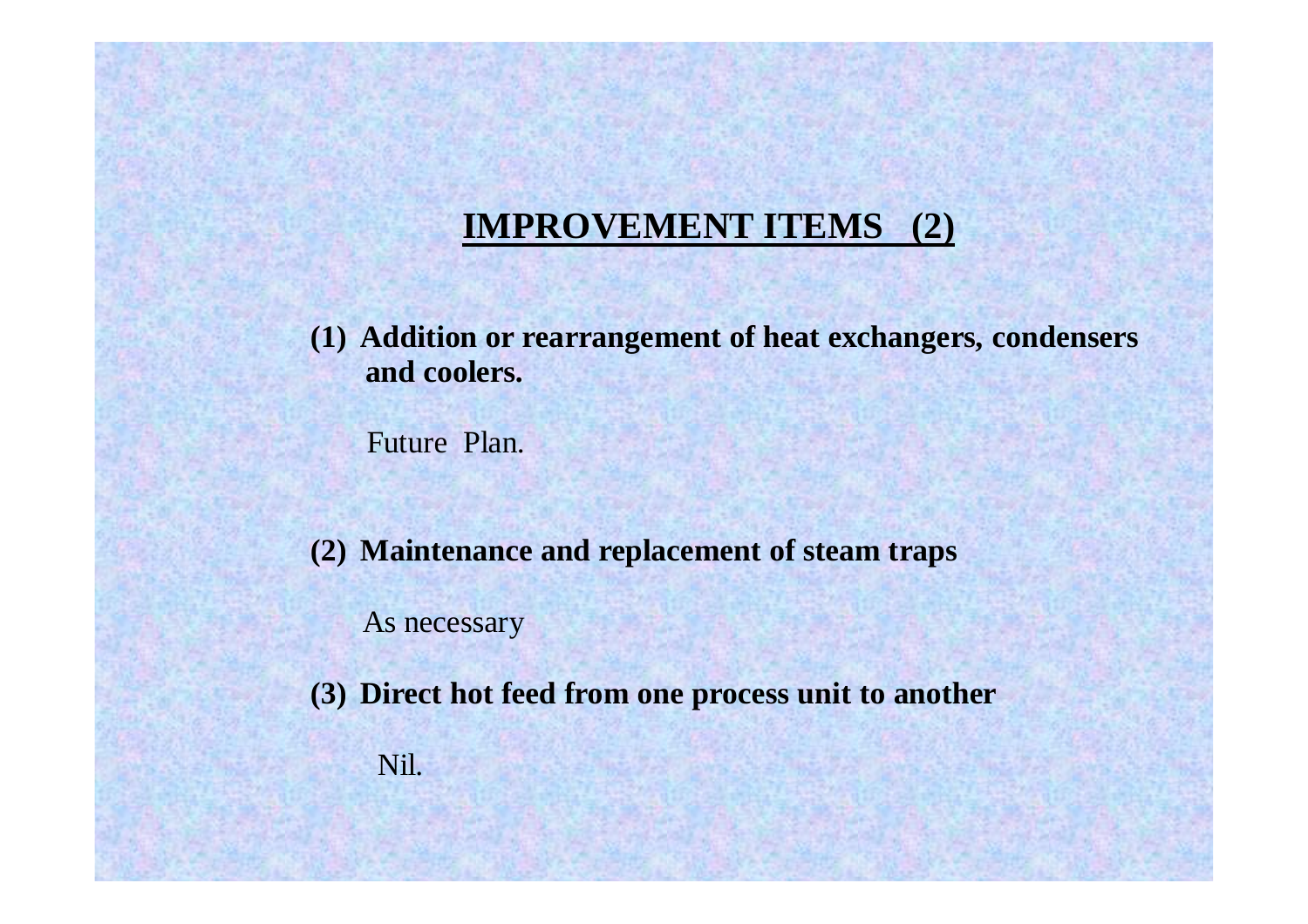## IMPROVEMENT ITEMS (2)

**(1) Addition or rearrangement of heat exchangers, condensers and coolers.**

Future Plan.

**(2) Maintenance and replacement of steam traps**

As necessary

**(3) Direct hot feed from one process unit to another**

Nil.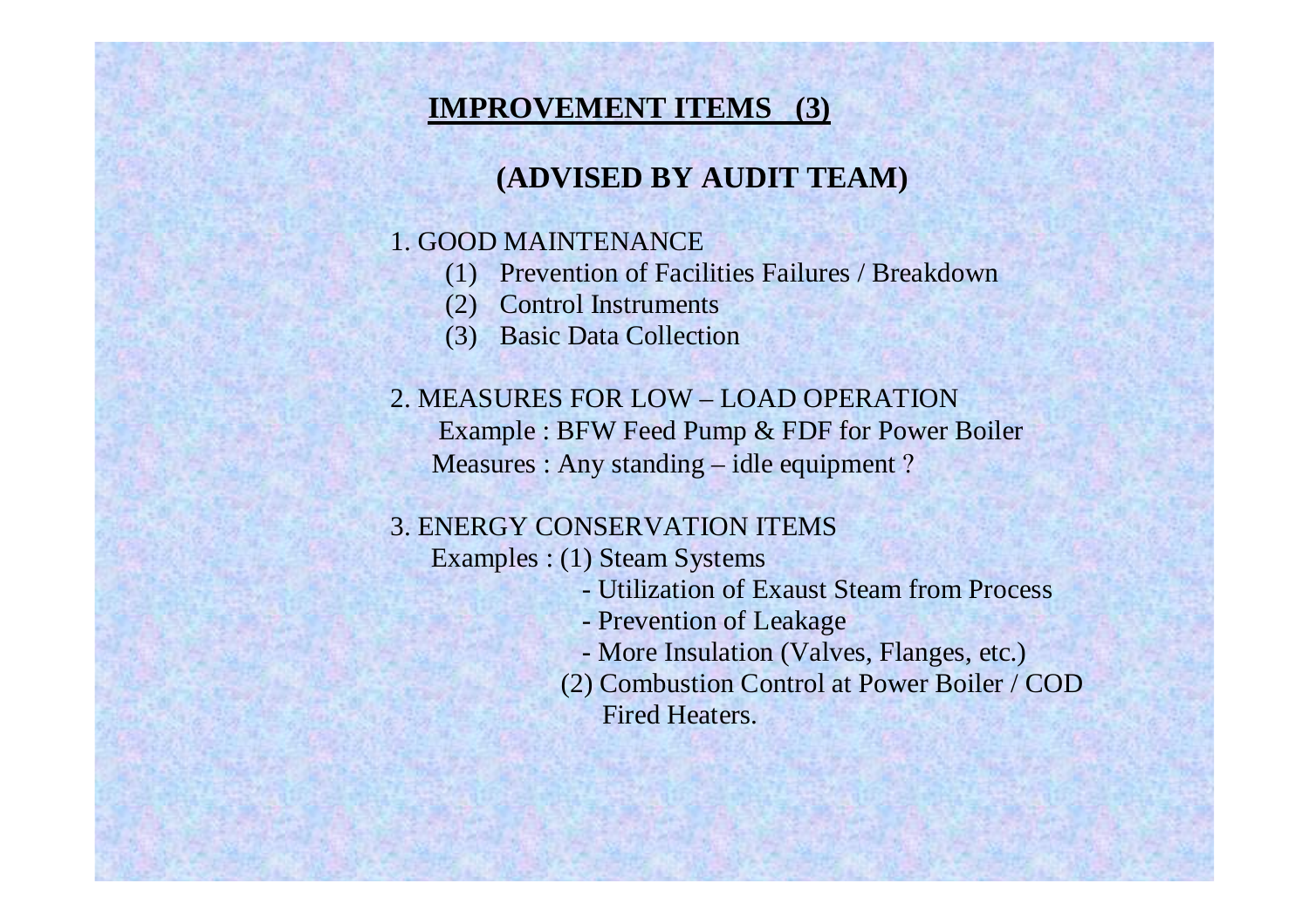## **IMPROVEMENT ITEMS (3)**

### **(ADVISED BY AUDIT TEAM)**

1. GOOD MAINTENANCE
   - (1) Prevention of Facilities Failures / Breakdown
   - (2) Control Instruments
   - (3) Basic Data Collection

2. MEASURES FOR LOW – LOAD OPERATION
   Example : BFW Feed Pump & FDF for Power Boiler
   Measures : Any standing – idle equipment ?

3. ENERGY CONSERVATION ITEMS
   Examples : (1) Steam Systems
   - Utilization of Exaust Steam from Process
   - Prevention of Leakage
   - More Insulation (Valves, Flanges, etc.)

   (2) Combustion Control at Power Boiler / COD Fired Heaters.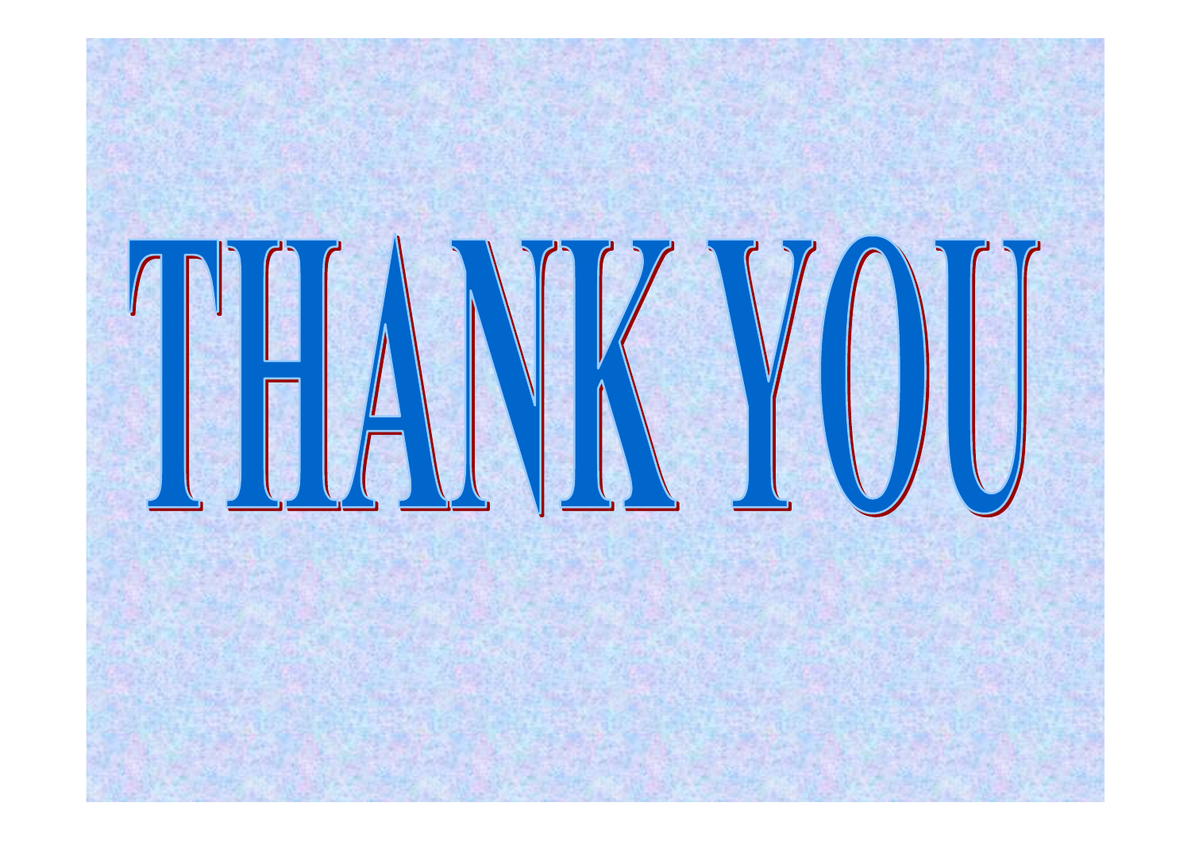# THANK YOU